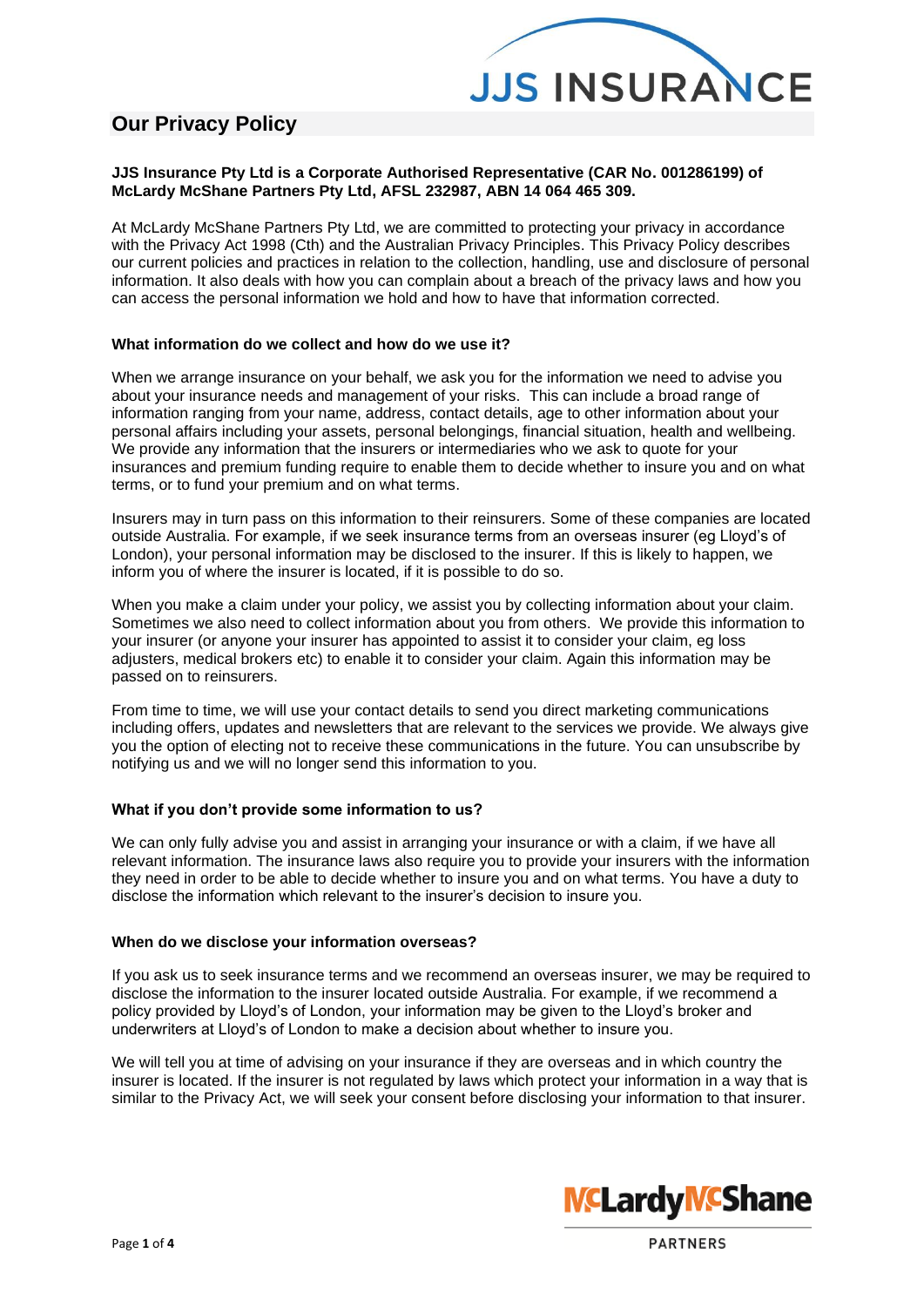# Our Privacy Policy

**JJS Insurance Pty Ltd is a Corporate Authorised Representative (CAR No. 001286199) of McLardy McShane Partners Pty Ltd, AFSL 232987, ABN 14 064 465 309.**

At McLardy McShane Partners Pty Ltd, we are committed to protecting your privacy in accordance with the Privacy Act 1998 (Cth) and the Australian Privacy Principles. This Privacy Policy describes our current policies and practices in relation to the collection, handling, use and disclosure of personal information. It also deals with how you can complain about a breach of the privacy laws and how you can access the personal information we hold and how to have that information corrected.

### What information do we collect and how do we use it?

When we arrange insurance on your behalf, we ask you for the information we need to advise you about your insurance needs and management of your risks. This can include a broad range of information ranging from your name, address, contact details, age to other information about your personal affairs including your assets, personal belongings, financial situation, health and wellbeing. We provide any information that the insurers or intermediaries who we ask to quote for your insurances and premium funding require to enable them to decide whether to insure you and on what terms, or to fund your premium and on what terms.

Insurers may in turn pass on this information to their reinsurers. Some of these companies are located outside Australia. For example, if we seek insurance terms from an overseas insurer (eg Lloyd's of London), your personal information may be disclosed to the insurer. If this is likely to happen, we inform you of where the insurer is located, if it is possible to do so.

When you make a claim under your policy, we assist you by collecting information about your claim. Sometimes we also need to collect information about you from others. We provide this information to your insurer (or anyone your insurer has appointed to assist it to consider your claim, eg loss adjusters, medical brokers etc) to enable it to consider your claim. Again this information may be passed on to reinsurers.

From time to time, we will use your contact details to send you direct marketing communications including offers, updates and newsletters that are relevant to the services we provide. We always give you the option of electing not to receive these communications in the future. You can unsubscribe by notifying us and we will no longer send this information to you.

### What if you don't provide some information to us?

We can only fully advise you and assist in arranging your insurance or with a claim, if we have all relevant information. The insurance laws also require you to provide your insurers with the information they need in order to be able to decide whether to insure you and on what terms. You have a duty to disclose the information which relevant to the insurer's decision to insure you.

### When do we disclose your information overseas?

If you ask us to seek insurance terms and we recommend an overseas insurer, we may be required to disclose the information to the insurer located outside Australia. For example, if we recommend a policy provided by Lloyd's of London, your information may be given to the Lloyd's broker and underwriters at Lloyd's of London to make a decision about whether to insure you.

We will tell you at time of advising on your insurance if they are overseas and in which country the insurer is located. If the insurer is not regulated by laws which protect your information in a way that is similar to the Privacy Act, we will seek your consent before disclosing your information to that insurer.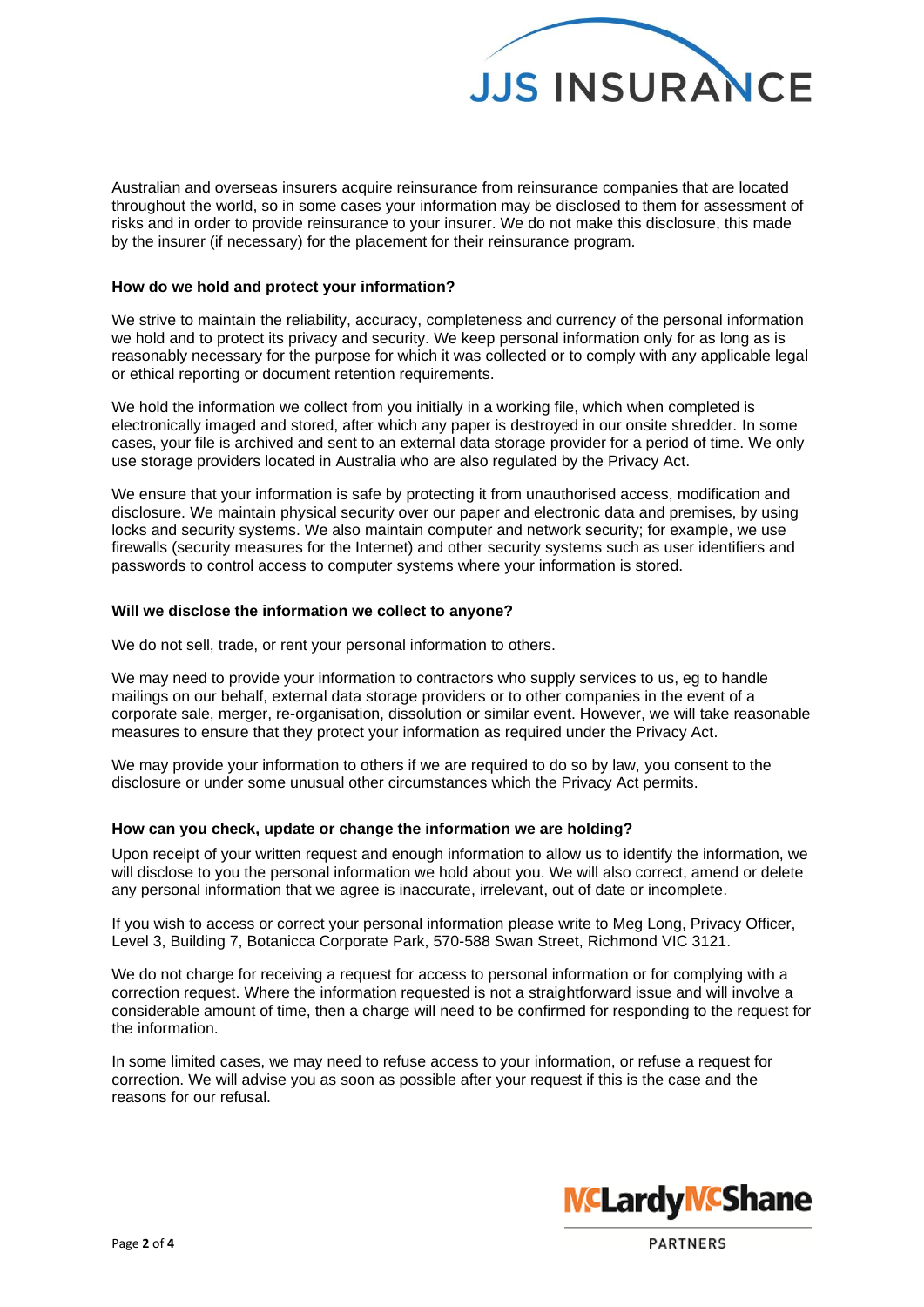Australian and overseas insurers acquire reinsurance from reinsurance companies that are located throughout the world, so in some cases your information may be disclosed to them for assessment of risks and in order to provide reinsurance to your insurer. We do not make this disclosure, this made by the insurer (if necessary) for the placement for their reinsurance program.

**How do we hold and protect your information?**

We strive to maintain the reliability, accuracy, completeness and currency of the personal information we hold and to protect its privacy and security. We keep personal information only for as long as is reasonably necessary for the purpose for which it was collected or to comply with any applicable legal or ethical reporting or document retention requirements.

We hold the information we collect from you initially in a working file, which when completed is electronically imaged and stored, after which any paper is destroyed in our onsite shredder. In some cases, your file is archived and sent to an external data storage provider for a period of time. We only use storage providers located in Australia who are also regulated by the Privacy Act.

We ensure that your information is safe by protecting it from unauthorised access, modification and disclosure. We maintain physical security over our paper and electronic data and premises, by using locks and security systems. We also maintain computer and network security; for example, we use firewalls (security measures for the Internet) and other security systems such as user identifiers and passwords to control access to computer systems where your information is stored.

**Will we disclose the information we collect to anyone?**

We do not sell, trade, or rent your personal information to others.

We may need to provide your information to contractors who supply services to us, eg to handle mailings on our behalf, external data storage providers or to other companies in the event of a corporate sale, merger, re-organisation, dissolution or similar event. However, we will take reasonable measures to ensure that they protect your information as required under the Privacy Act.

We may provide your information to others if we are required to do so by law, you consent to the disclosure or under some unusual other circumstances which the Privacy Act permits.

**How can you check, update or change the information we are holding?**

Upon receipt of your written request and enough information to allow us to identify the information, we will disclose to you the personal information we hold about you. We will also correct, amend or delete any personal information that we agree is inaccurate, irrelevant, out of date or incomplete.

If you wish to access or correct your personal information please write to Meg Long, Privacy Officer, Level 3, Building 7, Botanicca Corporate Park, 570-588 Swan Street, Richmond VIC 3121.

We do not charge for receiving a request for access to personal information or for complying with a correction request. Where the information requested is not a straightforward issue and will involve a considerable amount of time, then a charge will need to be confirmed for responding to the request for the information.

In some limited cases, we may need to refuse access to your information, or refuse a request for correction. We will advise you as soon as possible after your request if this is the case and the reasons for our refusal.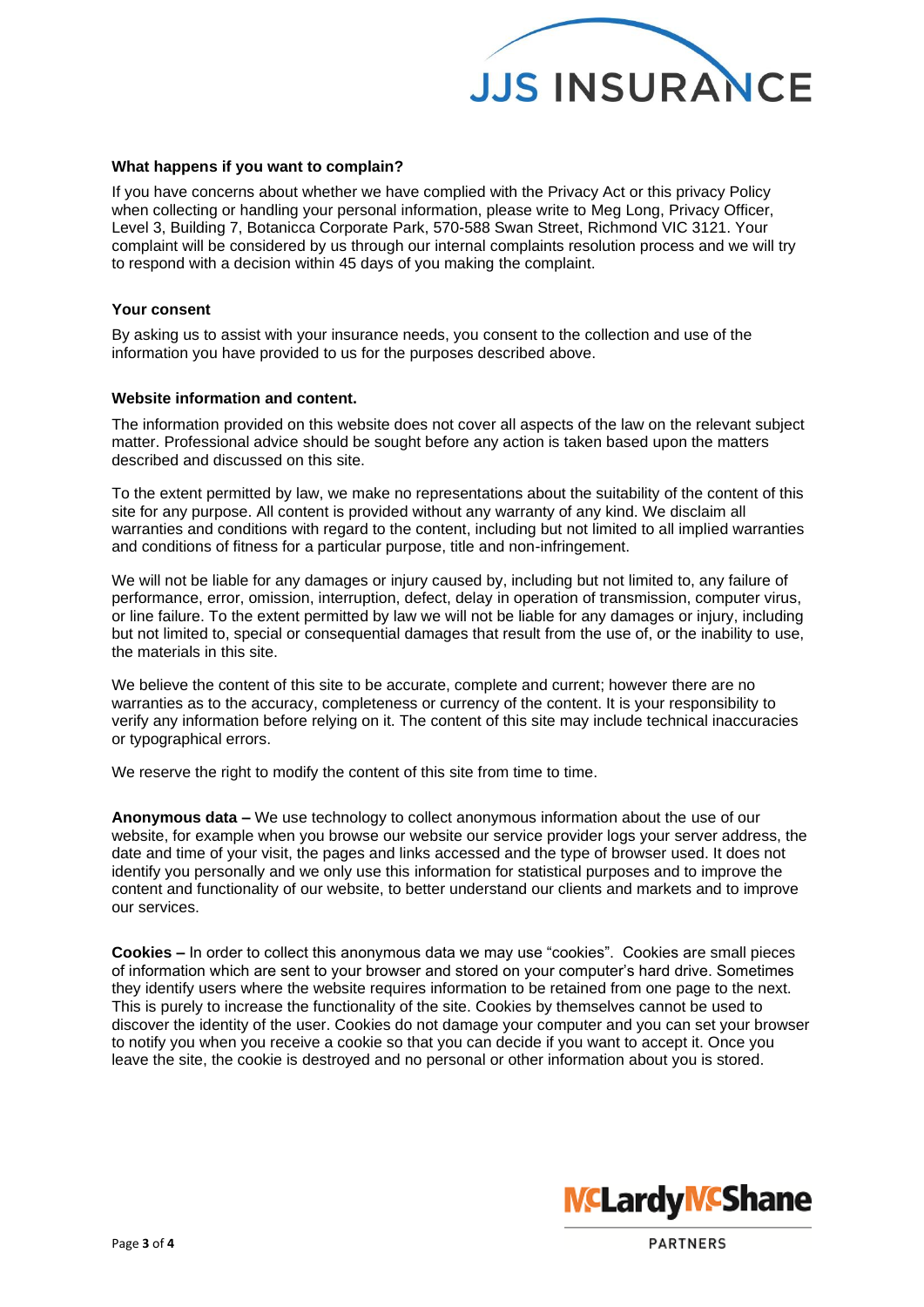### What happens if you want to complain?

If you have concerns about whether we have complied with the Privacy Act or this privacy Policy when collecting or handling your personal information, please write to Meg Long, Privacy Officer, Level 3, Building 7, Botanicca Corporate Park, 570-588 Swan Street, Richmond VIC 3121. Your complaint will be considered by us through our internal complaints resolution process and we will try to respond with a decision within 45 days of you making the complaint.

### Your consent

By asking us to assist with your insurance needs, you consent to the collection and use of the information you have provided to us for the purposes described above.

### Website information and content.

The information provided on this website does not cover all aspects of the law on the relevant subject matter. Professional advice should be sought before any action is taken based upon the matters described and discussed on this site.

To the extent permitted by law, we make no representations about the suitability of the content of this site for any purpose. All content is provided without any warranty of any kind. We disclaim all warranties and conditions with regard to the content, including but not limited to all implied warranties and conditions of fitness for a particular purpose, title and non-infringement.

We will not be liable for any damages or injury caused by, including but not limited to, any failure of performance, error, omission, interruption, defect, delay in operation of transmission, computer virus, or line failure. To the extent permitted by law we will not be liable for any damages or injury, including but not limited to, special or consequential damages that result from the use of, or the inability to use, the materials in this site.

We believe the content of this site to be accurate, complete and current; however there are no warranties as to the accuracy, completeness or currency of the content. It is your responsibility to verify any information before relying on it. The content of this site may include technical inaccuracies or typographical errors.

We reserve the right to modify the content of this site from time to time.

**Anonymous data –** We use technology to collect anonymous information about the use of our website, for example when you browse our website our service provider logs your server address, the date and time of your visit, the pages and links accessed and the type of browser used. It does not identify you personally and we only use this information for statistical purposes and to improve the content and functionality of our website, to better understand our clients and markets and to improve our services.

**Cookies –** In order to collect this anonymous data we may use "cookies". Cookies are small pieces of information which are sent to your browser and stored on your computer's hard drive. Sometimes they identify users where the website requires information to be retained from one page to the next. This is purely to increase the functionality of the site. Cookies by themselves cannot be used to discover the identity of the user. Cookies do not damage your computer and you can set your browser to notify you when you receive a cookie so that you can decide if you want to accept it. Once you leave the site, the cookie is destroyed and no personal or other information about you is stored.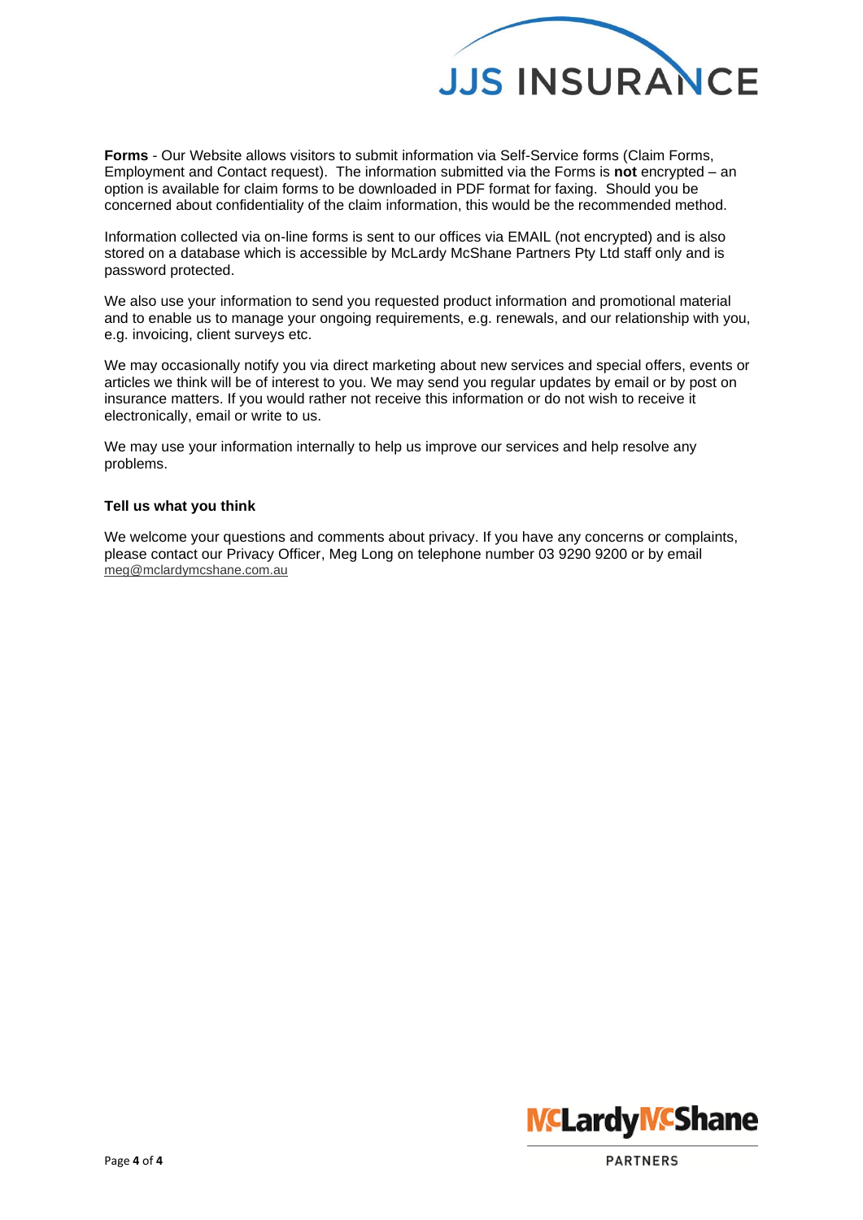**Forms** - Our Website allows visitors to submit information via Self-Service forms (Claim Forms, Employment and Contact request). The information submitted via the Forms is **not** encrypted – an option is available for claim forms to be downloaded in PDF format for faxing. Should you be concerned about confidentiality of the claim information, this would be the recommended method.

Information collected via on-line forms is sent to our offices via EMAIL (not encrypted) and is also stored on a database which is accessible by McLardy McShane Partners Pty Ltd staff only and is password protected.

We also use your information to send you requested product information and promotional material and to enable us to manage your ongoing requirements, e.g. renewals, and our relationship with you, e.g. invoicing, client surveys etc.

We may occasionally notify you via direct marketing about new services and special offers, events or articles we think will be of interest to you. We may send you regular updates by email or by post on insurance matters. If you would rather not receive this information or do not wish to receive it electronically, email or write to us.

We may use your information internally to help us improve our services and help resolve any problems.

**Tell us what you think**

We welcome your questions and comments about privacy. If you have any concerns or complaints, please contact our Privacy Officer, Meg Long on telephone number 03 9290 9200 or by email meg@mclardymcshane.com.au